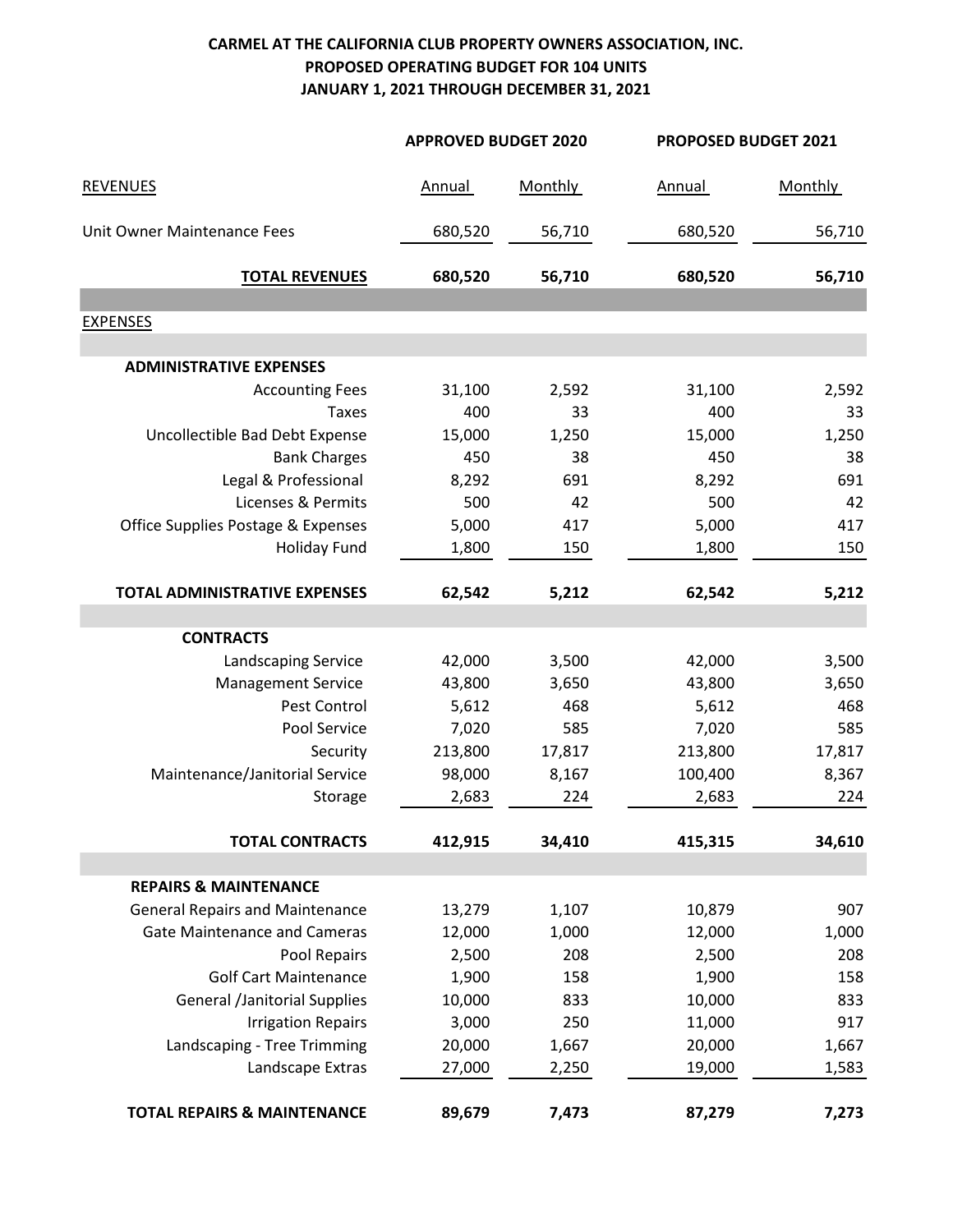**CARMEL AT THE CALIFORNIA CLUB PROPERTY OWNERS ASSOCIATION, INC.**
**PROPOSED OPERATING BUDGET FOR 104 UNITS**
**JANUARY 1, 2021 THROUGH DECEMBER 31, 2021**

| | **APPROVED BUDGET 2020** | | **PROPOSED BUDGET 2021** | |
|---|---|---|---|---|
| REVENUES | Annual | Monthly | Annual | Monthly |
| Unit Owner Maintenance Fees | 680,520 | 56,710 | 680,520 | 56,710 |
| **TOTAL REVENUES** | **680,520** | **56,710** | **680,520** | **56,710** |
| EXPENSES | | | | |
| **ADMINISTRATIVE EXPENSES** | | | | |
| Accounting Fees | 31,100 | 2,592 | 31,100 | 2,592 |
| Taxes | 400 | 33 | 400 | 33 |
| Uncollectible Bad Debt Expense | 15,000 | 1,250 | 15,000 | 1,250 |
| Bank Charges | 450 | 38 | 450 | 38 |
| Legal & Professional | 8,292 | 691 | 8,292 | 691 |
| Licenses & Permits | 500 | 42 | 500 | 42 |
| Office Supplies Postage & Expenses | 5,000 | 417 | 5,000 | 417 |
| Holiday Fund | 1,800 | 150 | 1,800 | 150 |
| **TOTAL ADMINISTRATIVE EXPENSES** | **62,542** | **5,212** | **62,542** | **5,212** |
| **CONTRACTS** | | | | |
| Landscaping Service | 42,000 | 3,500 | 42,000 | 3,500 |
| Management Service | 43,800 | 3,650 | 43,800 | 3,650 |
| Pest Control | 5,612 | 468 | 5,612 | 468 |
| Pool Service | 7,020 | 585 | 7,020 | 585 |
| Security | 213,800 | 17,817 | 213,800 | 17,817 |
| Maintenance/Janitorial Service | 98,000 | 8,167 | 100,400 | 8,367 |
| Storage | 2,683 | 224 | 2,683 | 224 |
| **TOTAL CONTRACTS** | **412,915** | **34,410** | **415,315** | **34,610** |
| **REPAIRS & MAINTENANCE** | | | | |
| General Repairs and Maintenance | 13,279 | 1,107 | 10,879 | 907 |
| Gate Maintenance and Cameras | 12,000 | 1,000 | 12,000 | 1,000 |
| Pool Repairs | 2,500 | 208 | 2,500 | 208 |
| Golf Cart Maintenance | 1,900 | 158 | 1,900 | 158 |
| General /Janitorial Supplies | 10,000 | 833 | 10,000 | 833 |
| Irrigation Repairs | 3,000 | 250 | 11,000 | 917 |
| Landscaping - Tree Trimming | 20,000 | 1,667 | 20,000 | 1,667 |
| Landscape Extras | 27,000 | 2,250 | 19,000 | 1,583 |
| **TOTAL REPAIRS & MAINTENANCE** | **89,679** | **7,473** | **87,279** | **7,273** |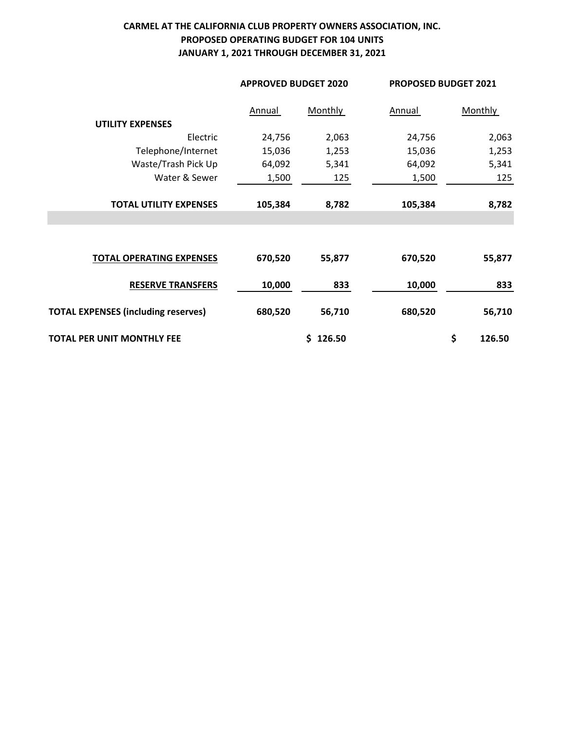**CARMEL AT THE CALIFORNIA CLUB PROPERTY OWNERS ASSOCIATION, INC.**
**PROPOSED OPERATING BUDGET FOR 104 UNITS**
**JANUARY 1, 2021 THROUGH DECEMBER 31, 2021**

| | APPROVED BUDGET 2020 | | PROPOSED BUDGET 2021 | |
|---|---|---|---|---|
| | Annual | Monthly | Annual | Monthly |
| **UTILITY EXPENSES** | | | | |
| Electric | 24,756 | 2,063 | 24,756 | 2,063 |
| Telephone/Internet | 15,036 | 1,253 | 15,036 | 1,253 |
| Waste/Trash Pick Up | 64,092 | 5,341 | 64,092 | 5,341 |
| Water & Sewer | 1,500 | 125 | 1,500 | 125 |
| **TOTAL UTILITY EXPENSES** | **105,384** | **8,782** | **105,384** | **8,782** |
| | | | | |
| **TOTAL OPERATING EXPENSES** | **670,520** | **55,877** | **670,520** | **55,877** |
| **RESERVE TRANSFERS** | **10,000** | **833** | **10,000** | **833** |
| **TOTAL EXPENSES (including reserves)** | **680,520** | **56,710** | **680,520** | **56,710** |
| **TOTAL PER UNIT MONTHLY FEE** | | **$ 126.50** | | **$ 126.50** |